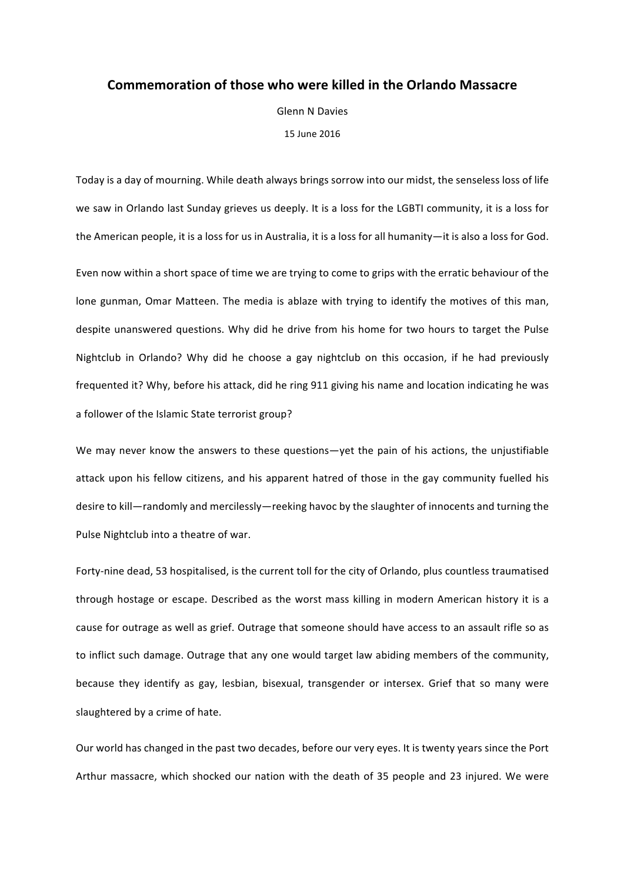# Commemoration of those who were killed in the Orlando Massacre

Glenn N Davies

15 June 2016

Today is a day of mourning. While death always brings sorrow into our midst, the senseless loss of life we saw in Orlando last Sunday grieves us deeply. It is a loss for the LGBTI community, it is a loss for the American people, it is a loss for us in Australia, it is a loss for all humanity—it is also a loss for God.

Even now within a short space of time we are trying to come to grips with the erratic behaviour of the lone gunman, Omar Matteen. The media is ablaze with trying to identify the motives of this man, despite unanswered questions. Why did he drive from his home for two hours to target the Pulse Nightclub in Orlando? Why did he choose a gay nightclub on this occasion, if he had previously frequented it? Why, before his attack, did he ring 911 giving his name and location indicating he was a follower of the Islamic State terrorist group?

We may never know the answers to these questions—yet the pain of his actions, the unjustifiable attack upon his fellow citizens, and his apparent hatred of those in the gay community fuelled his desire to kill—randomly and mercilessly—reeking havoc by the slaughter of innocents and turning the Pulse Nightclub into a theatre of war.

Forty-nine dead, 53 hospitalised, is the current toll for the city of Orlando, plus countless traumatised through hostage or escape. Described as the worst mass killing in modern American history it is a cause for outrage as well as grief. Outrage that someone should have access to an assault rifle so as to inflict such damage. Outrage that any one would target law abiding members of the community, because they identify as gay, lesbian, bisexual, transgender or intersex. Grief that so many were slaughtered by a crime of hate.

Our world has changed in the past two decades, before our very eyes. It is twenty years since the Port Arthur massacre, which shocked our nation with the death of 35 people and 23 injured. We were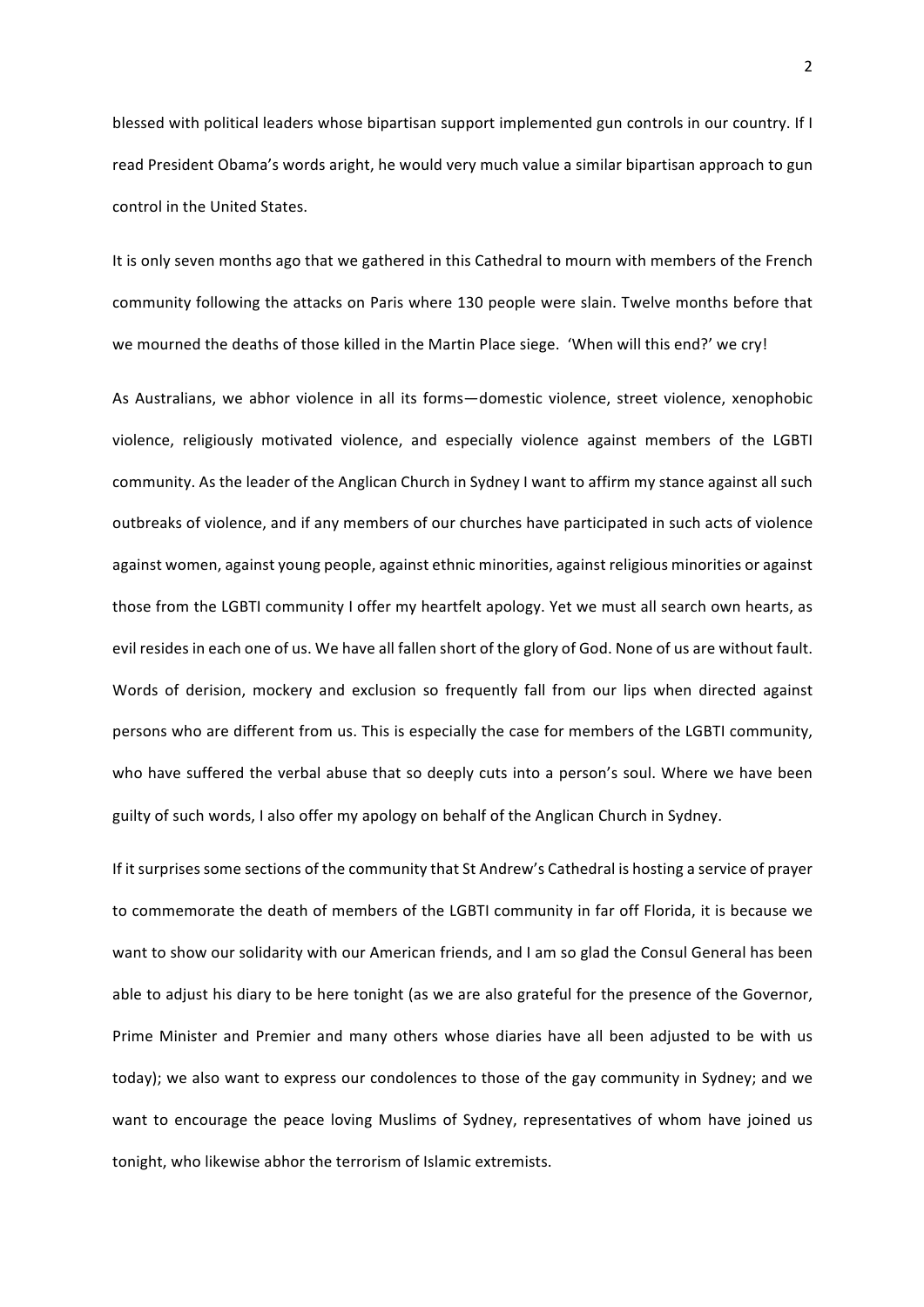blessed with political leaders whose bipartisan support implemented gun controls in our country. If I read President Obama's words aright, he would very much value a similar bipartisan approach to gun control in the United States.

It is only seven months ago that we gathered in this Cathedral to mourn with members of the French community following the attacks on Paris where 130 people were slain. Twelve months before that we mourned the deaths of those killed in the Martin Place siege. 'When will this end?' we cry!

As Australians, we abhor violence in all its forms—domestic violence, street violence, xenophobic violence, religiously motivated violence, and especially violence against members of the LGBTI community. As the leader of the Anglican Church in Sydney I want to affirm my stance against all such outbreaks of violence, and if any members of our churches have participated in such acts of violence against women, against young people, against ethnic minorities, against religious minorities or against those from the LGBTI community I offer my heartfelt apology. Yet we must all search own hearts, as evil resides in each one of us. We have all fallen short of the glory of God. None of us are without fault. Words of derision, mockery and exclusion so frequently fall from our lips when directed against persons who are different from us. This is especially the case for members of the LGBTI community, who have suffered the verbal abuse that so deeply cuts into a person's soul. Where we have been guilty of such words, I also offer my apology on behalf of the Anglican Church in Sydney.

If it surprises some sections of the community that St Andrew's Cathedral is hosting a service of prayer to commemorate the death of members of the LGBTI community in far off Florida, it is because we want to show our solidarity with our American friends, and I am so glad the Consul General has been able to adjust his diary to be here tonight (as we are also grateful for the presence of the Governor, Prime Minister and Premier and many others whose diaries have all been adjusted to be with us today); we also want to express our condolences to those of the gay community in Sydney; and we want to encourage the peace loving Muslims of Sydney, representatives of whom have joined us tonight, who likewise abhor the terrorism of Islamic extremists.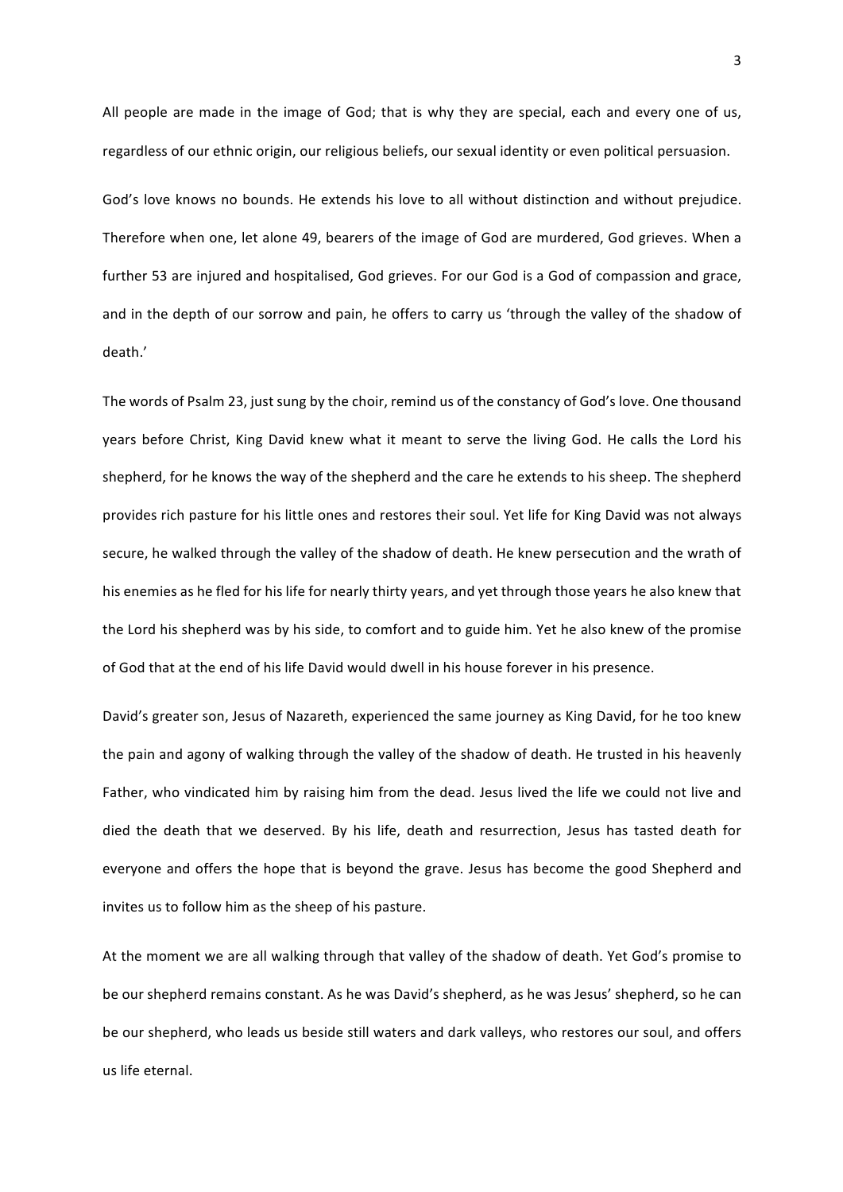All people are made in the image of God; that is why they are special, each and every one of us, regardless of our ethnic origin, our religious beliefs, our sexual identity or even political persuasion.

God's love knows no bounds. He extends his love to all without distinction and without prejudice. Therefore when one, let alone 49, bearers of the image of God are murdered, God grieves. When a further 53 are injured and hospitalised, God grieves. For our God is a God of compassion and grace, and in the depth of our sorrow and pain, he offers to carry us 'through the valley of the shadow of death.'

The words of Psalm 23, just sung by the choir, remind us of the constancy of God's love. One thousand years before Christ, King David knew what it meant to serve the living God. He calls the Lord his shepherd, for he knows the way of the shepherd and the care he extends to his sheep. The shepherd provides rich pasture for his little ones and restores their soul. Yet life for King David was not always secure, he walked through the valley of the shadow of death. He knew persecution and the wrath of his enemies as he fled for his life for nearly thirty years, and yet through those years he also knew that the Lord his shepherd was by his side, to comfort and to guide him. Yet he also knew of the promise of God that at the end of his life David would dwell in his house forever in his presence.

David's greater son, Jesus of Nazareth, experienced the same journey as King David, for he too knew the pain and agony of walking through the valley of the shadow of death. He trusted in his heavenly Father, who vindicated him by raising him from the dead. Jesus lived the life we could not live and died the death that we deserved. By his life, death and resurrection, Jesus has tasted death for everyone and offers the hope that is beyond the grave. Jesus has become the good Shepherd and invites us to follow him as the sheep of his pasture.

At the moment we are all walking through that valley of the shadow of death. Yet God's promise to be our shepherd remains constant. As he was David's shepherd, as he was Jesus' shepherd, so he can be our shepherd, who leads us beside still waters and dark valleys, who restores our soul, and offers us life eternal.